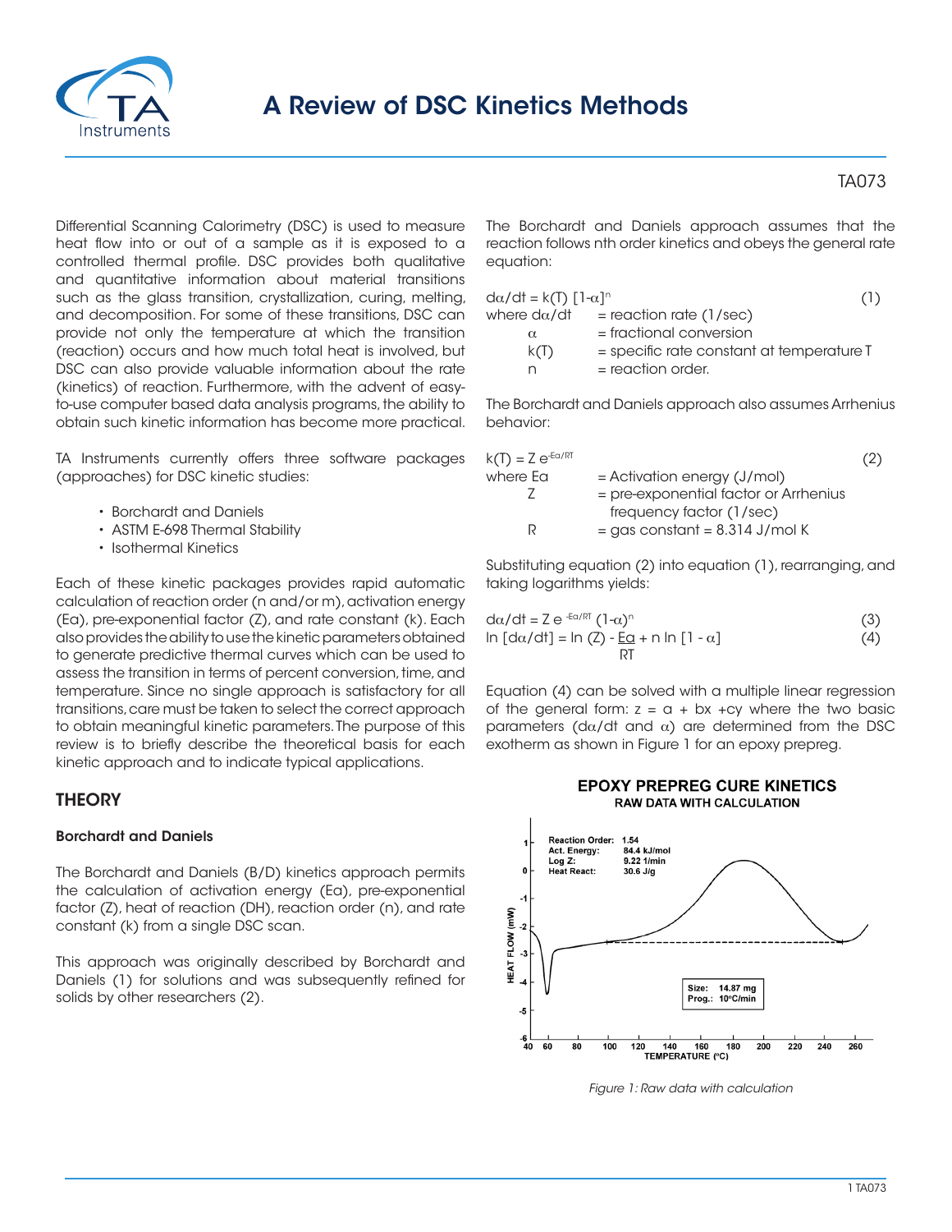# A Review of DSC Kinetics Methods

TA073

Differential Scanning Calorimetry (DSC) is used to measure heat flow into or out of a sample as it is exposed to a controlled thermal profile. DSC provides both qualitative and quantitative information about material transitions such as the glass transition, crystallization, curing, melting, and decomposition. For some of these transitions, DSC can provide not only the temperature at which the transition (reaction) occurs and how much total heat is involved, but DSC can also provide valuable information about the rate (kinetics) of reaction. Furthermore, with the advent of easy-to-use computer based data analysis programs, the ability to obtain such kinetic information has become more practical.

TA Instruments currently offers three software packages (approaches) for DSC kinetic studies:

- Borchardt and Daniels
- ASTM E-698 Thermal Stability
- Isothermal Kinetics

Each of these kinetic packages provides rapid automatic calculation of reaction order (n and/or m), activation energy (Ea), pre-exponential factor (Z), and rate constant (k). Each also provides the ability to use the kinetic parameters obtained to generate predictive thermal curves which can be used to assess the transition in terms of percent conversion, time, and temperature. Since no single approach is satisfactory for all transitions, care must be taken to select the correct approach to obtain meaningful kinetic parameters. The purpose of this review is to briefly describe the theoretical basis for each kinetic approach and to indicate typical applications.

## THEORY

### Borchardt and Daniels

The Borchardt and Daniels (B/D) kinetics approach permits the calculation of activation energy (Ea), pre-exponential factor (Z), heat of reaction (DH), reaction order (n), and rate constant (k) from a single DSC scan.

This approach was originally described by Borchardt and Daniels (1) for solutions and was subsequently refined for solids by other researchers (2).

The Borchardt and Daniels approach assumes that the reaction follows nth order kinetics and obeys the general rate equation:

$$d\alpha/dt = k(T)\,[1-\alpha]^n \quad (1)$$

where $d\alpha/dt$ = reaction rate (1/sec)
$\alpha$ = fractional conversion
$k(T)$ = specific rate constant at temperature T
$n$ = reaction order.

The Borchardt and Daniels approach also assumes Arrhenius behavior:

$$k(T) = Z\,e^{-Ea/RT} \quad (2)$$

where Ea = Activation energy (J/mol)
Z = pre-exponential factor or Arrhenius frequency factor (1/sec)
R = gas constant = 8.314 J/mol K

Substituting equation (2) into equation (1), rearranging, and taking logarithms yields:

$$d\alpha/dt = Z\,e^{-Ea/RT}\,(1-\alpha)^n \quad (3)$$

$$\ln\,[d\alpha/dt] = \ln\,(Z) - \frac{Ea}{RT} + n\,\ln\,[1-\alpha] \quad (4)$$

Equation (4) can be solved with a multiple linear regression of the general form: $z = a + bx + cy$ where the two basic parameters ($d\alpha/dt$ and $\alpha$) are determined from the DSC exotherm as shown in Figure 1 for an epoxy prepreg.

*Figure 1: Raw data with calculation*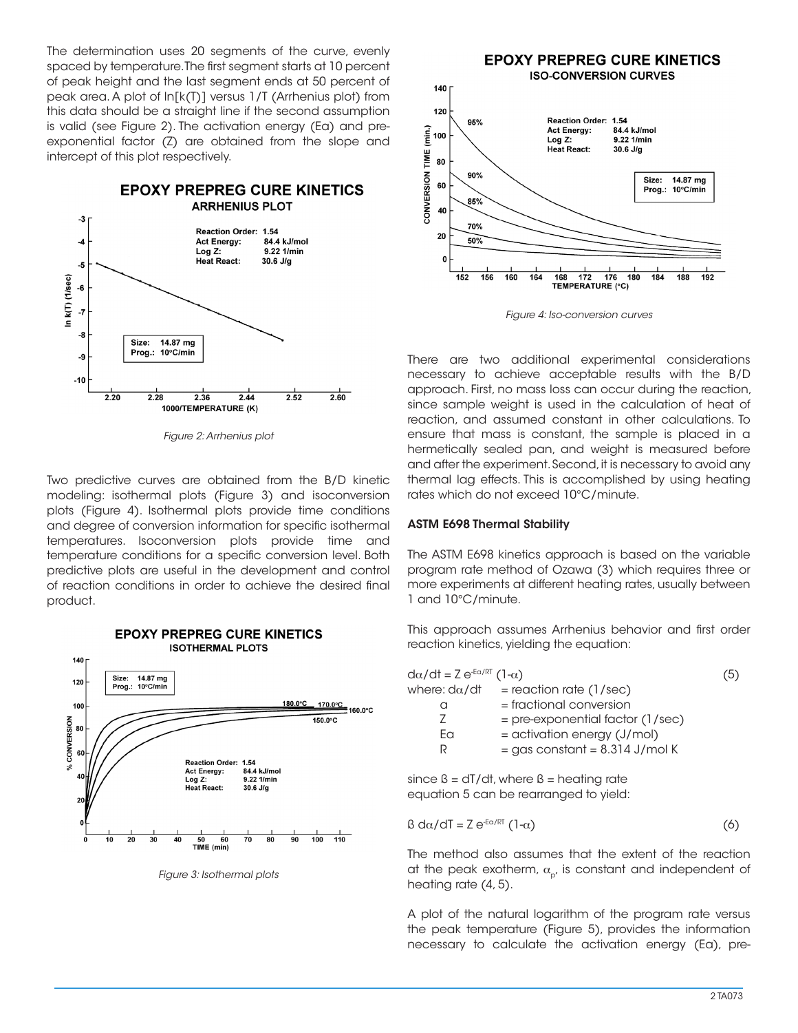The determination uses 20 segments of the curve, evenly spaced by temperature. The first segment starts at 10 percent of peak height and the last segment ends at 50 percent of peak area. A plot of ln[k(T)] versus 1/T (Arrhenius plot) from this data should be a straight line if the second assumption is valid (see Figure 2). The activation energy (Ea) and pre-exponential factor (Z) are obtained from the slope and intercept of this plot respectively.

*Figure 2: Arrhenius plot*

Two predictive curves are obtained from the B/D kinetic modeling: isothermal plots (Figure 3) and isoconversion plots (Figure 4). Isothermal plots provide time conditions and degree of conversion information for specific isothermal temperatures. Isoconversion plots provide time and temperature conditions for a specific conversion level. Both predictive plots are useful in the development and control of reaction conditions in order to achieve the desired final product.

*Figure 3: Isothermal plots*

*Figure 4: Iso-conversion curves*

There are two additional experimental considerations necessary to achieve acceptable results with the B/D approach. First, no mass loss can occur during the reaction, since sample weight is used in the calculation of heat of reaction, and assumed constant in other calculations. To ensure that mass is constant, the sample is placed in a hermetically sealed pan, and weight is measured before and after the experiment. Second, it is necessary to avoid any thermal lag effects. This is accomplished by using heating rates which do not exceed 10°C/minute.

### ASTM E698 Thermal Stability

The ASTM E698 kinetics approach is based on the variable program rate method of Ozawa (3) which requires three or more experiments at different heating rates, usually between 1 and 10°C/minute.

This approach assumes Arrhenius behavior and first order reaction kinetics, yielding the equation:

$$d\alpha/dt = Z\,e^{-Ea/RT}\,(1-\alpha) \qquad (5)$$

where:
- $d\alpha/dt$ = reaction rate (1/sec)
- $\alpha$ = fractional conversion
- Z = pre-exponential factor (1/sec)
- Ea = activation energy (J/mol)
- R = gas constant = 8.314 J/mol K

since $\beta = dT/dt$, where $\beta$ = heating rate
equation 5 can be rearranged to yield:

$$\beta\,d\alpha/dT = Z\,e^{-Ea/RT}\,(1-\alpha) \qquad (6)$$

The method also assumes that the extent of the reaction at the peak exotherm, $\alpha_p$, is constant and independent of heating rate (4, 5).

A plot of the natural logarithm of the program rate versus the peak temperature (Figure 5), provides the information necessary to calculate the activation energy (Ea), pre-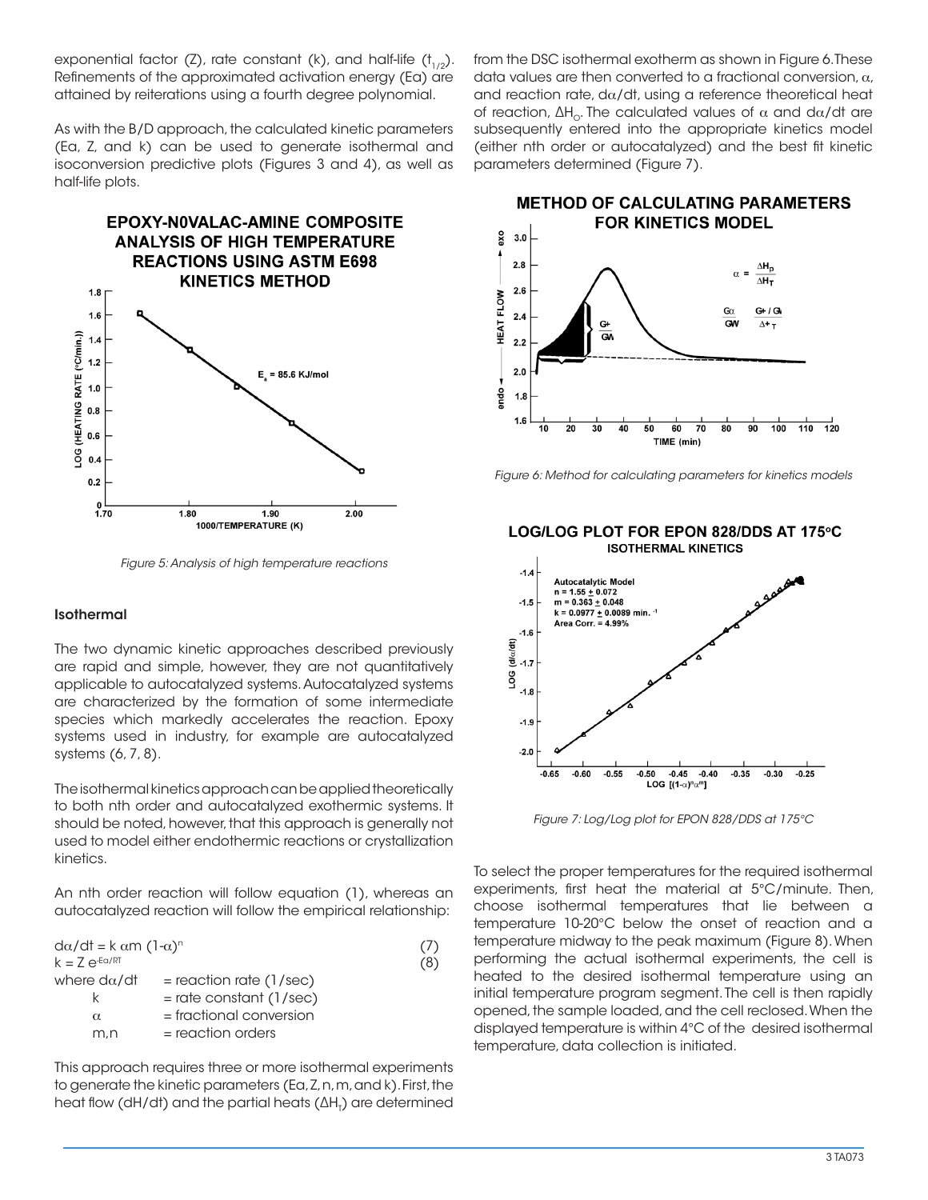exponential factor (Z), rate constant (k), and half-life ($t_{1/2}$). Refinements of the approximated activation energy (Ea) are attained by reiterations using a fourth degree polynomial.

As with the B/D approach, the calculated kinetic parameters (Ea, Z, and k) can be used to generate isothermal and isoconversion predictive plots (Figures 3 and 4), as well as half-life plots.

*Figure 5: Analysis of high temperature reactions*

### Isothermal

The two dynamic kinetic approaches described previously are rapid and simple, however, they are not quantitatively applicable to autocatalyzed systems. Autocatalyzed systems are characterized by the formation of some intermediate species which markedly accelerates the reaction. Epoxy systems used in industry, for example are autocatalyzed systems (6, 7, 8).

The isothermal kinetics approach can be applied theoretically to both nth order and autocatalyzed exothermic systems. It should be noted, however, that this approach is generally not used to model either endothermic reactions or crystallization kinetics.

An nth order reaction will follow equation (1), whereas an autocatalyzed reaction will follow the empirical relationship:

$$d\alpha/dt = k\,\alpha^m\,(1-\alpha)^n \quad (7)$$

$$k = Z\,e^{-Ea/RT} \quad (8)$$

where $d\alpha/dt$ = reaction rate (1/sec)
- $k$ = rate constant (1/sec)
- $\alpha$ = fractional conversion
- $m,n$ = reaction orders

This approach requires three or more isothermal experiments to generate the kinetic parameters (Ea, Z, n, m, and k). First, the heat flow (dH/dt) and the partial heats ($\Delta H_T$) are determined from the DSC isothermal exotherm as shown in Figure 6. These data values are then converted to a fractional conversion, $\alpha$, and reaction rate, $d\alpha/dt$, using a reference theoretical heat of reaction, $\Delta H_O$. The calculated values of $\alpha$ and $d\alpha/dt$ are subsequently entered into the appropriate kinetics model (either nth order or autocatalyzed) and the best fit kinetic parameters determined (Figure 7).

*Figure 6: Method for calculating parameters for kinetics models*

*Figure 7: Log/Log plot for EPON 828/DDS at 175°C*

To select the proper temperatures for the required isothermal experiments, first heat the material at 5°C/minute. Then, choose isothermal temperatures that lie between a temperature 10-20°C below the onset of reaction and a temperature midway to the peak maximum (Figure 8). When performing the actual isothermal experiments, the cell is heated to the desired isothermal temperature using an initial temperature program segment. The cell is then rapidly opened, the sample loaded, and the cell reclosed. When the displayed temperature is within 4°C of the desired isothermal temperature, data collection is initiated.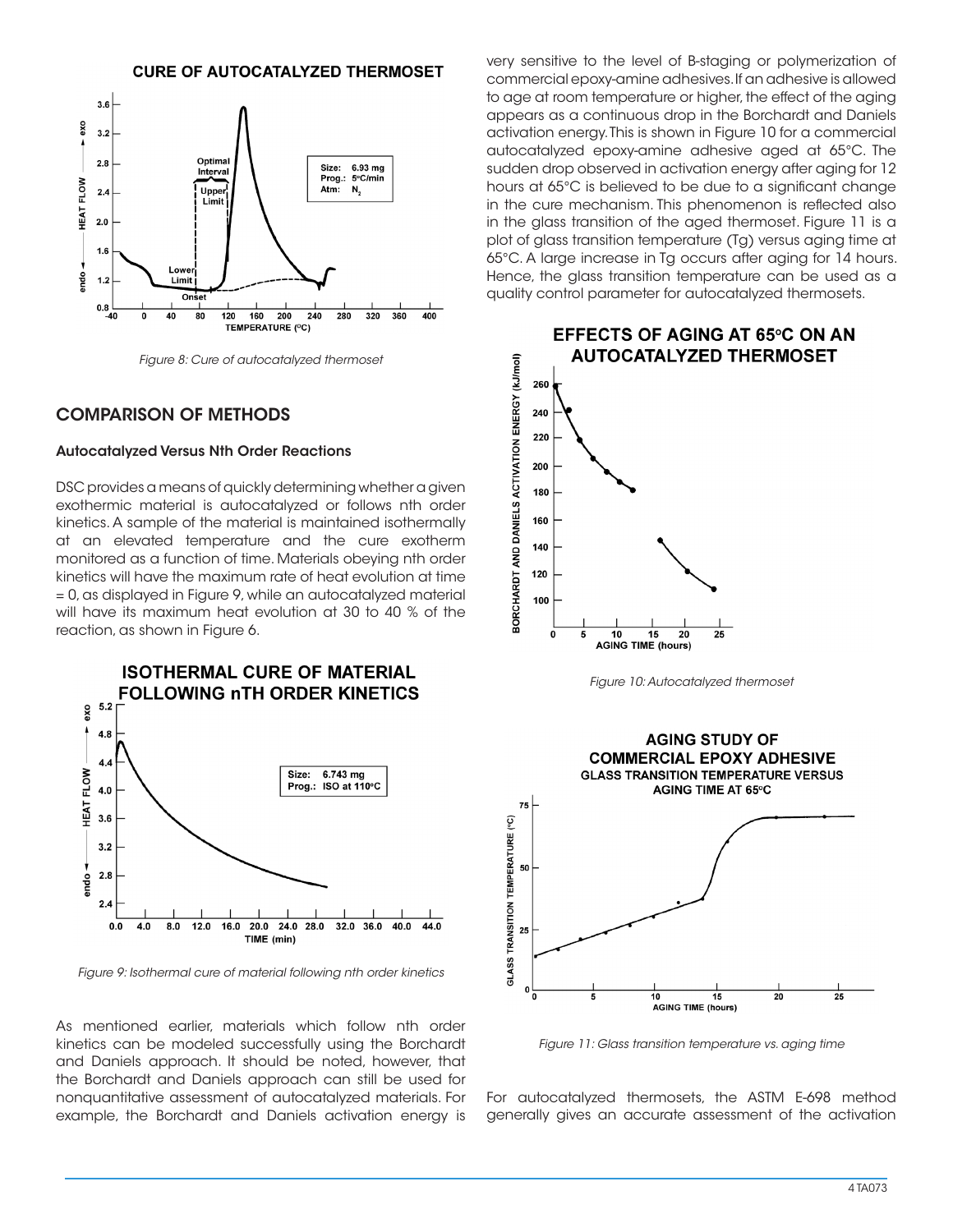Figure 8: Cure of autocatalyzed thermoset

## COMPARISON OF METHODS

### Autocatalyzed Versus Nth Order Reactions

DSC provides a means of quickly determining whether a given exothermic material is autocatalyzed or follows nth order kinetics. A sample of the material is maintained isothermally at an elevated temperature and the cure exotherm monitored as a function of time. Materials obeying nth order kinetics will have the maximum rate of heat evolution at time = 0, as displayed in Figure 9, while an autocatalyzed material will have its maximum heat evolution at 30 to 40 % of the reaction, as shown in Figure 6.

Figure 9: Isothermal cure of material following nth order kinetics

As mentioned earlier, materials which follow nth order kinetics can be modeled successfully using the Borchardt and Daniels approach. It should be noted, however, that the Borchardt and Daniels approach can still be used for nonquantitative assessment of autocatalyzed materials. For example, the Borchardt and Daniels activation energy is very sensitive to the level of B-staging or polymerization of commercial epoxy-amine adhesives. If an adhesive is allowed to age at room temperature or higher, the effect of the aging appears as a continuous drop in the Borchardt and Daniels activation energy. This is shown in Figure 10 for a commercial autocatalyzed epoxy-amine adhesive aged at 65°C. The sudden drop observed in activation energy after aging for 12 hours at 65°C is believed to be due to a significant change in the cure mechanism. This phenomenon is reflected also in the glass transition of the aged thermoset. Figure 11 is a plot of glass transition temperature (Tg) versus aging time at 65°C. A large increase in Tg occurs after aging for 14 hours. Hence, the glass transition temperature can be used as a quality control parameter for autocatalyzed thermosets.

Figure 10: Autocatalyzed thermoset

Figure 11: Glass transition temperature vs. aging time

For autocatalyzed thermosets, the ASTM E-698 method generally gives an accurate assessment of the activation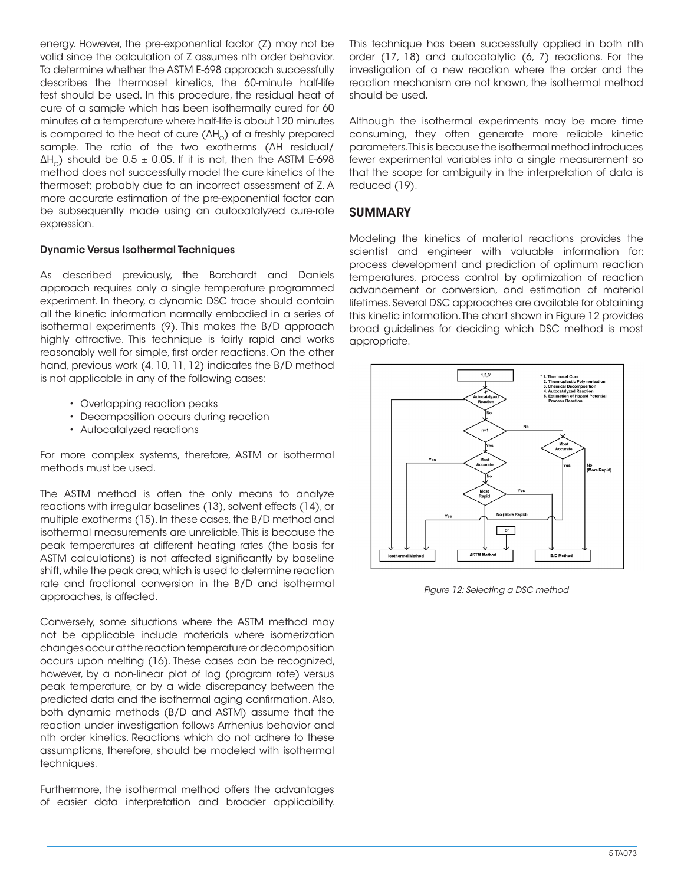energy. However, the pre-exponential factor (Z) may not be valid since the calculation of Z assumes nth order behavior. To determine whether the ASTM E-698 approach successfully describes the thermoset kinetics, the 60-minute half-life test should be used. In this procedure, the residual heat of cure of a sample which has been isothermally cured for 60 minutes at a temperature where half-life is about 120 minutes is compared to the heat of cure ($\Delta H_O$) of a freshly prepared sample. The ratio of the two exotherms ($\Delta H$ residual/$\Delta H_O$) should be $0.5 \pm 0.05$. If it is not, then the ASTM E-698 method does not successfully model the cure kinetics of the thermoset; probably due to an incorrect assessment of Z. A more accurate estimation of the pre-exponential factor can be subsequently made using an autocatalyzed cure-rate expression.

### Dynamic Versus Isothermal Techniques

As described previously, the Borchardt and Daniels approach requires only a single temperature programmed experiment. In theory, a dynamic DSC trace should contain all the kinetic information normally embodied in a series of isothermal experiments (9). This makes the B/D approach highly attractive. This technique is fairly rapid and works reasonably well for simple, first order reactions. On the other hand, previous work (4, 10, 11, 12) indicates the B/D method is not applicable in any of the following cases:

- Overlapping reaction peaks
- Decomposition occurs during reaction
- Autocatalyzed reactions

For more complex systems, therefore, ASTM or isothermal methods must be used.

The ASTM method is often the only means to analyze reactions with irregular baselines (13), solvent effects (14), or multiple exotherms (15). In these cases, the B/D method and isothermal measurements are unreliable. This is because the peak temperatures at different heating rates (the basis for ASTM calculations) is not affected significantly by baseline shift, while the peak area, which is used to determine reaction rate and fractional conversion in the B/D and isothermal approaches, is affected.

Conversely, some situations where the ASTM method may not be applicable include materials where isomerization changes occur at the reaction temperature or decomposition occurs upon melting (16). These cases can be recognized, however, by a non-linear plot of log (program rate) versus peak temperature, or by a wide discrepancy between the predicted data and the isothermal aging confirmation. Also, both dynamic methods (B/D and ASTM) assume that the reaction under investigation follows Arrhenius behavior and nth order kinetics. Reactions which do not adhere to these assumptions, therefore, should be modeled with isothermal techniques.

Furthermore, the isothermal method offers the advantages of easier data interpretation and broader applicability. This technique has been successfully applied in both nth order (17, 18) and autocatalytic (6, 7) reactions. For the investigation of a new reaction where the order and the reaction mechanism are not known, the isothermal method should be used.

Although the isothermal experiments may be more time consuming, they often generate more reliable kinetic parameters. This is because the isothermal method introduces fewer experimental variables into a single measurement so that the scope for ambiguity in the interpretation of data is reduced (19).

## SUMMARY

Modeling the kinetics of material reactions provides the scientist and engineer with valuable information for: process development and prediction of optimum reaction temperatures, process control by optimization of reaction advancement or conversion, and estimation of material lifetimes. Several DSC approaches are available for obtaining this kinetic information. The chart shown in Figure 12 provides broad guidelines for deciding which DSC method is most appropriate.

*Figure 12: Selecting a DSC method*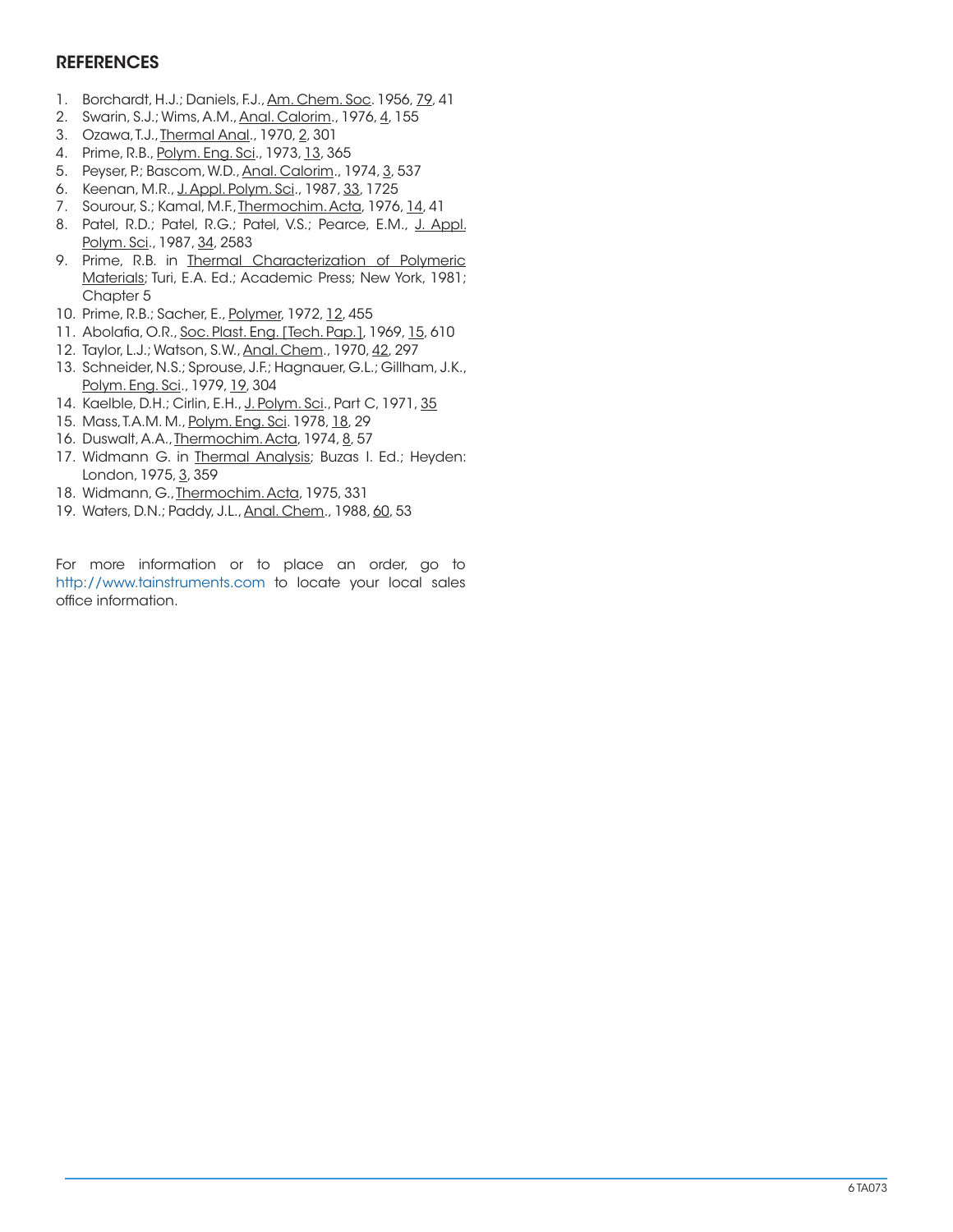## REFERENCES

1. Borchardt, H.J.; Daniels, F.J., Am. Chem. Soc. 1956, 79, 41
2. Swarin, S.J.; Wims, A.M., Anal. Calorim., 1976, 4, 155
3. Ozawa, T.J., Thermal Anal., 1970, 2, 301
4. Prime, R.B., Polym. Eng. Sci., 1973, 13, 365
5. Peyser, P.; Bascom, W.D., Anal. Calorim., 1974, 3, 537
6. Keenan, M.R., J. Appl. Polym. Sci., 1987, 33, 1725
7. Sourour, S.; Kamal, M.F., Thermochim. Acta, 1976, 14, 41
8. Patel, R.D.; Patel, R.G.; Patel, V.S.; Pearce, E.M., J. Appl. Polym. Sci., 1987, 34, 2583
9. Prime, R.B. in Thermal Characterization of Polymeric Materials; Turi, E.A. Ed.; Academic Press; New York, 1981; Chapter 5
10. Prime, R.B.; Sacher, E., Polymer, 1972, 12, 455
11. Abolafia, O.R., Soc. Plast. Eng. [Tech. Pap.], 1969, 15, 610
12. Taylor, L.J.; Watson, S.W., Anal. Chem., 1970, 42, 297
13. Schneider, N.S.; Sprouse, J.F.; Hagnauer, G.L.; Gillham, J.K., Polym. Eng. Sci., 1979, 19, 304
14. Kaelble, D.H.; Cirlin, E.H., J. Polym. Sci., Part C, 1971, 35
15. Mass, T.A.M. M., Polym. Eng. Sci. 1978, 18, 29
16. Duswalt, A.A., Thermochim. Acta, 1974, 8, 57
17. Widmann G. in Thermal Analysis; Buzas I. Ed.; Heyden: London, 1975, 3, 359
18. Widmann, G., Thermochim. Acta, 1975, 331
19. Waters, D.N.; Paddy, J.L., Anal. Chem., 1988, 60, 53

For more information or to place an order, go to http://www.tainstruments.com to locate your local sales office information.